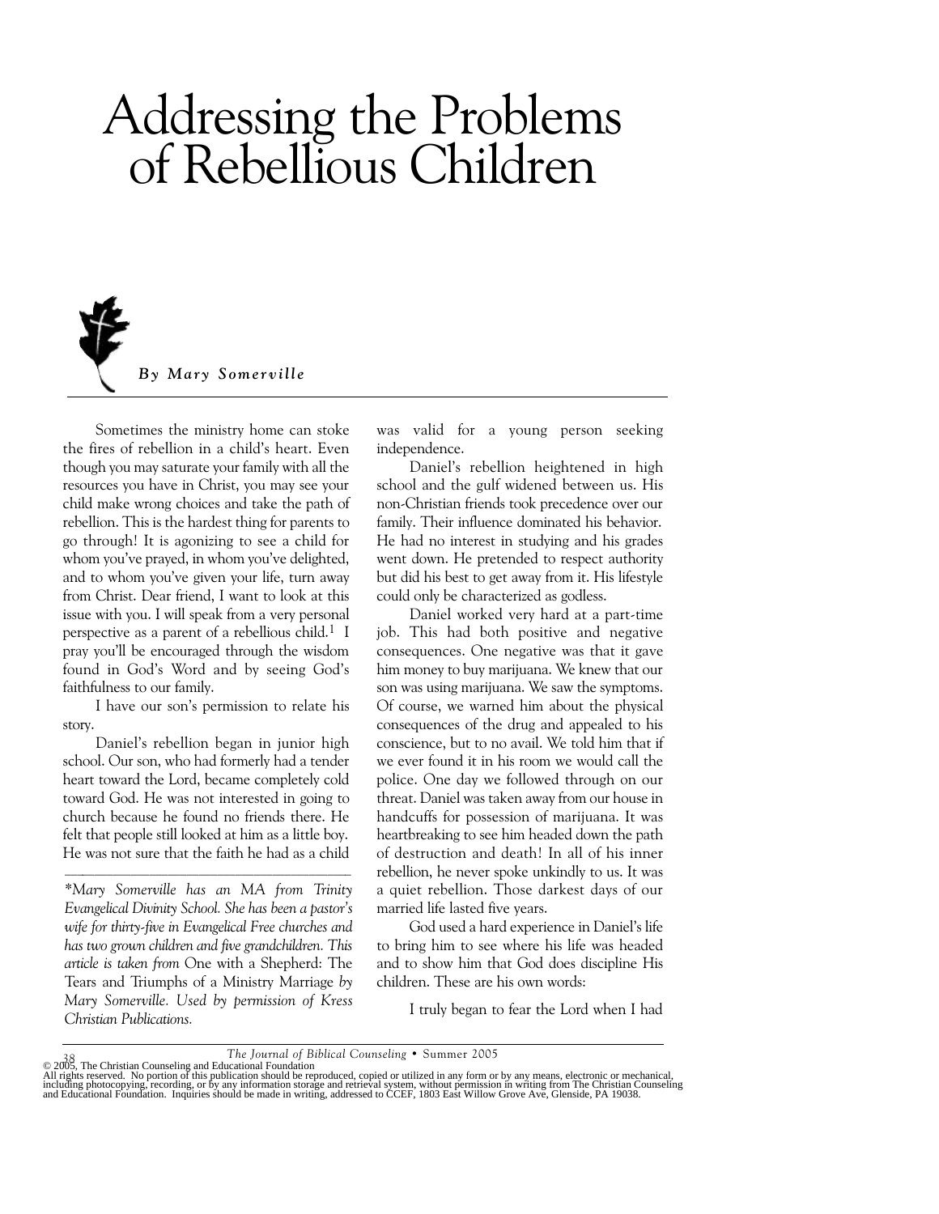# Addressing the Problems of Rebellious Children

*By Mary Somerville*

Sometimes the ministry home can stoke the fires of rebellion in a child's heart. Even though you may saturate your family with all the resources you have in Christ, you may see your child make wrong choices and take the path of rebellion. This is the hardest thing for parents to go through! It is agonizing to see a child for whom you've prayed, in whom you've delighted, and to whom you've given your life, turn away from Christ. Dear friend, I want to look at this issue with you. I will speak from a very personal perspective as a parent of a rebellious child.[1] I pray you'll be encouraged through the wisdom found in God's Word and by seeing God's faithfulness to our family.

I have our son's permission to relate his story.

Daniel's rebellion began in junior high school. Our son, who had formerly had a tender heart toward the Lord, became completely cold toward God. He was not interested in going to church because he found no friends there. He felt that people still looked at him as a little boy. He was not sure that the faith he had as a child was valid for a young person seeking independence.

Daniel's rebellion heightened in high school and the gulf widened between us. His non-Christian friends took precedence over our family. Their influence dominated his behavior. He had no interest in studying and his grades went down. He pretended to respect authority but did his best to get away from it. His lifestyle could only be characterized as godless.

Daniel worked very hard at a part-time job. This had both positive and negative consequences. One negative was that it gave him money to buy marijuana. We knew that our son was using marijuana. We saw the symptoms. Of course, we warned him about the physical consequences of the drug and appealed to his conscience, but to no avail. We told him that if we ever found it in his room we would call the police. One day we followed through on our threat. Daniel was taken away from our house in handcuffs for possession of marijuana. It was heartbreaking to see him headed down the path of destruction and death! In all of his inner rebellion, he never spoke unkindly to us. It was a quiet rebellion. Those darkest days of our married life lasted five years.

God used a hard experience in Daniel's life to bring him to see where his life was headed and to show him that God does discipline His children. These are his own words:

I truly began to fear the Lord when I had

---

*\*Mary Somerville has an MA from Trinity Evangelical Divinity School. She has been a pastor's wife for thirty-five in Evangelical Free churches and has two grown children and five grandchildren. This article is taken from* One with a Shepherd: The Tears and Triumphs of a Ministry Marriage *by Mary Somerville. Used by permission of Kress Christian Publications.*

© 2005, The Christian Counseling and Educational Foundation
All rights reserved. No portion of this publication should be reproduced, copied or utilized in any form or by any means, electronic or mechanical, including photocopying, recording, or by any information storage and retrieval system, without permission in writing from The Christian Counseling and Educational Foundation. Inquiries should be made in writing, addressed to CCEF, 1803 East Willow Grove Ave, Glenside, PA 19038.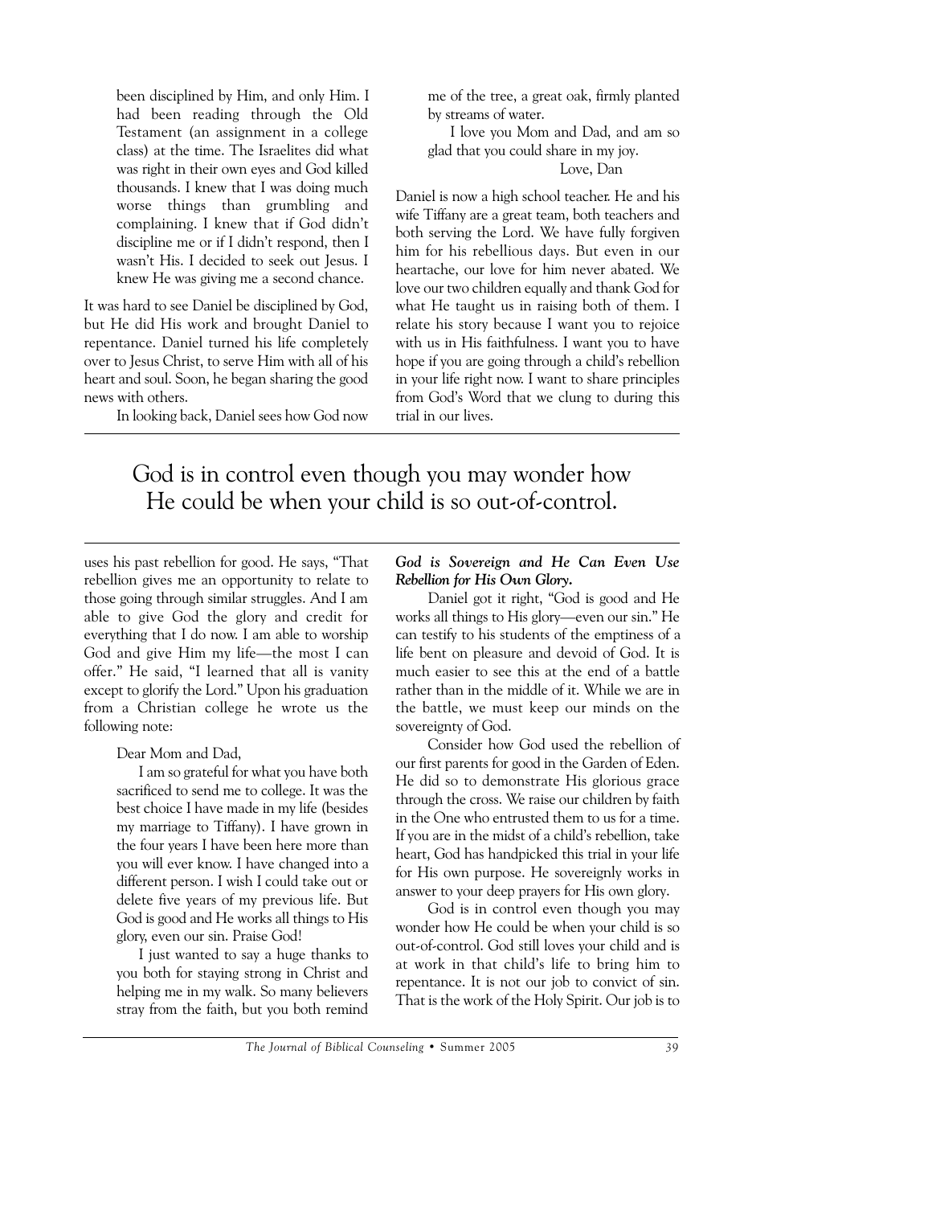been disciplined by Him, and only Him. I had been reading through the Old Testament (an assignment in a college class) at the time. The Israelites did what was right in their own eyes and God killed thousands. I knew that I was doing much worse things than grumbling and complaining. I knew that if God didn't discipline me or if I didn't respond, then I wasn't His. I decided to seek out Jesus. I knew He was giving me a second chance.

It was hard to see Daniel be disciplined by God, but He did His work and brought Daniel to repentance. Daniel turned his life completely over to Jesus Christ, to serve Him with all of his heart and soul. Soon, he began sharing the good news with others.

In looking back, Daniel sees how God now uses his past rebellion for good. He says, "That rebellion gives me an opportunity to relate to those going through similar struggles. And I am able to give God the glory and credit for everything that I do now. I am able to worship God and give Him my life—the most I can offer." He said, "I learned that all is vanity except to glorify the Lord." Upon his graduation from a Christian college he wrote us the following note:

> Dear Mom and Dad,
>
> I am so grateful for what you have both sacrificed to send me to college. It was the best choice I have made in my life (besides my marriage to Tiffany). I have grown in the four years I have been here more than you will ever know. I have changed into a different person. I wish I could take out or delete five years of my previous life. But God is good and He works all things to His glory, even our sin. Praise God!
>
> I just wanted to say a huge thanks to you both for staying strong in Christ and helping me in my walk. So many believers stray from the faith, but you both remind me of the tree, a great oak, firmly planted by streams of water.
>
> I love you Mom and Dad, and am so glad that you could share in my joy.
>
> Love, Dan

Daniel is now a high school teacher. He and his wife Tiffany are a great team, both teachers and both serving the Lord. We have fully forgiven him for his rebellious days. But even in our heartache, our love for him never abated. We love our two children equally and thank God for what He taught us in raising both of them. I relate his story because I want you to rejoice with us in His faithfulness. I want you to have hope if you are going through a child's rebellion in your life right now. I want to share principles from God's Word that we clung to during this trial in our lives.

> God is in control even though you may wonder how He could be when your child is so out-of-control.

### *God is Sovereign and He Can Even Use Rebellion for His Own Glory.*

Daniel got it right, "God is good and He works all things to His glory—even our sin." He can testify to his students of the emptiness of a life bent on pleasure and devoid of God. It is much easier to see this at the end of a battle rather than in the middle of it. While we are in the battle, we must keep our minds on the sovereignty of God.

Consider how God used the rebellion of our first parents for good in the Garden of Eden. He did so to demonstrate His glorious grace through the cross. We raise our children by faith in the One who entrusted them to us for a time. If you are in the midst of a child's rebellion, take heart, God has handpicked this trial in your life for His own purpose. He sovereignly works in answer to your deep prayers for His own glory.

God is in control even though you may wonder how He could be when your child is so out-of-control. God still loves your child and is at work in that child's life to bring him to repentance. It is not our job to convict of sin. That is the work of the Holy Spirit. Our job is to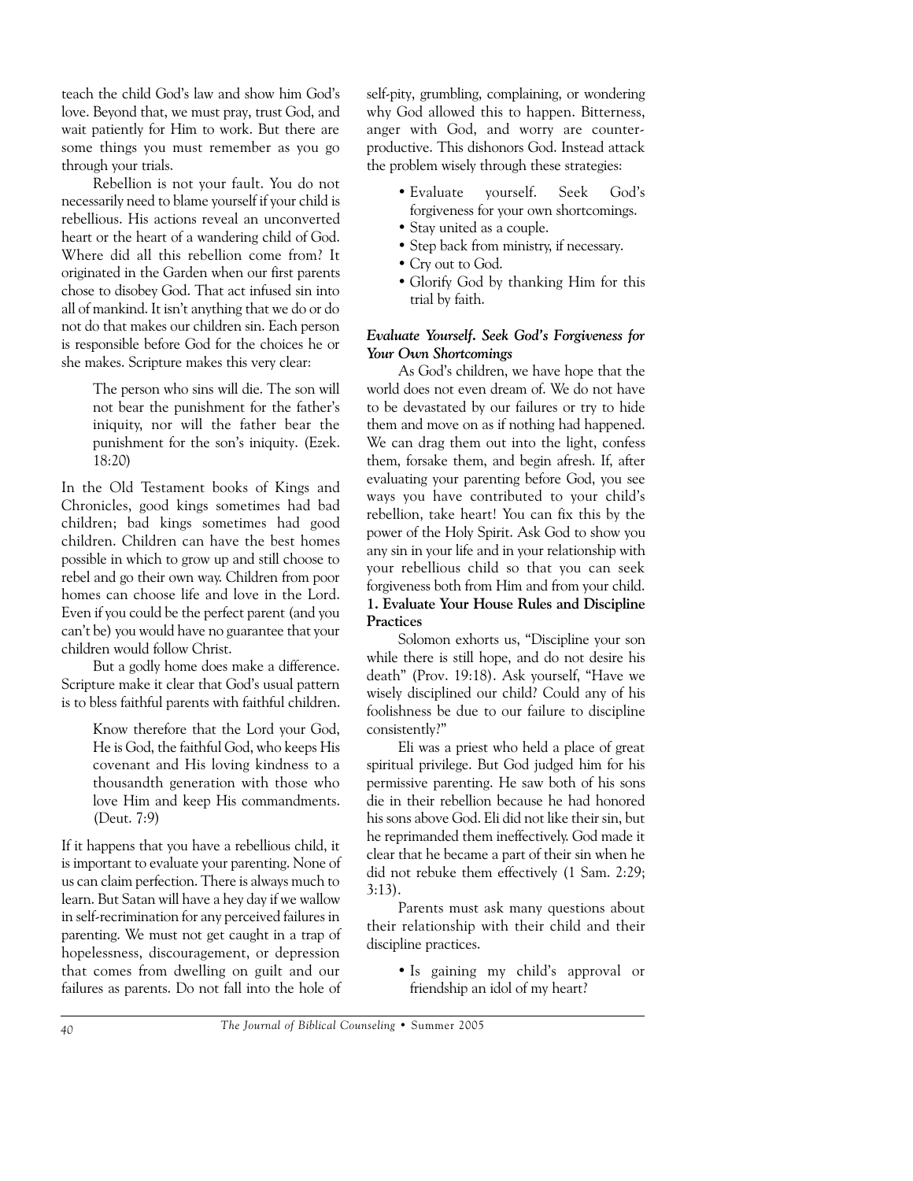teach the child God's law and show him God's love. Beyond that, we must pray, trust God, and wait patiently for Him to work. But there are some things you must remember as you go through your trials.

Rebellion is not your fault. You do not necessarily need to blame yourself if your child is rebellious. His actions reveal an unconverted heart or the heart of a wandering child of God. Where did all this rebellion come from? It originated in the Garden when our first parents chose to disobey God. That act infused sin into all of mankind. It isn't anything that we do or do not do that makes our children sin. Each person is responsible before God for the choices he or she makes. Scripture makes this very clear:

> The person who sins will die. The son will not bear the punishment for the father's iniquity, nor will the father bear the punishment for the son's iniquity. (Ezek. 18:20)

In the Old Testament books of Kings and Chronicles, good kings sometimes had bad children; bad kings sometimes had good children. Children can have the best homes possible in which to grow up and still choose to rebel and go their own way. Children from poor homes can choose life and love in the Lord. Even if you could be the perfect parent (and you can't be) you would have no guarantee that your children would follow Christ.

But a godly home does make a difference. Scripture make it clear that God's usual pattern is to bless faithful parents with faithful children.

> Know therefore that the Lord your God, He is God, the faithful God, who keeps His covenant and His loving kindness to a thousandth generation with those who love Him and keep His commandments. (Deut. 7:9)

If it happens that you have a rebellious child, it is important to evaluate your parenting. None of us can claim perfection. There is always much to learn. But Satan will have a hey day if we wallow in self-recrimination for any perceived failures in parenting. We must not get caught in a trap of hopelessness, discouragement, or depression that comes from dwelling on guilt and our failures as parents. Do not fall into the hole of self-pity, grumbling, complaining, or wondering why God allowed this to happen. Bitterness, anger with God, and worry are counter-productive. This dishonors God. Instead attack the problem wisely through these strategies:

- Evaluate yourself. Seek God's forgiveness for your own shortcomings.
- Stay united as a couple.
- Step back from ministry, if necessary.
- Cry out to God.
- Glorify God by thanking Him for this trial by faith.

### *Evaluate Yourself. Seek God's Forgiveness for Your Own Shortcomings*

As God's children, we have hope that the world does not even dream of. We do not have to be devastated by our failures or try to hide them and move on as if nothing had happened. We can drag them out into the light, confess them, forsake them, and begin afresh. If, after evaluating your parenting before God, you see ways you have contributed to your child's rebellion, take heart! You can fix this by the power of the Holy Spirit. Ask God to show you any sin in your life and in your relationship with your rebellious child so that you can seek forgiveness both from Him and from your child.

#### **1. Evaluate Your House Rules and Discipline Practices**

Solomon exhorts us, "Discipline your son while there is still hope, and do not desire his death" (Prov. 19:18). Ask yourself, "Have we wisely disciplined our child? Could any of his foolishness be due to our failure to discipline consistently?"

Eli was a priest who held a place of great spiritual privilege. But God judged him for his permissive parenting. He saw both of his sons die in their rebellion because he had honored his sons above God. Eli did not like their sin, but he reprimanded them ineffectively. God made it clear that he became a part of their sin when he did not rebuke them effectively (1 Sam. 2:29; 3:13).

Parents must ask many questions about their relationship with their child and their discipline practices.

- Is gaining my child's approval or friendship an idol of my heart?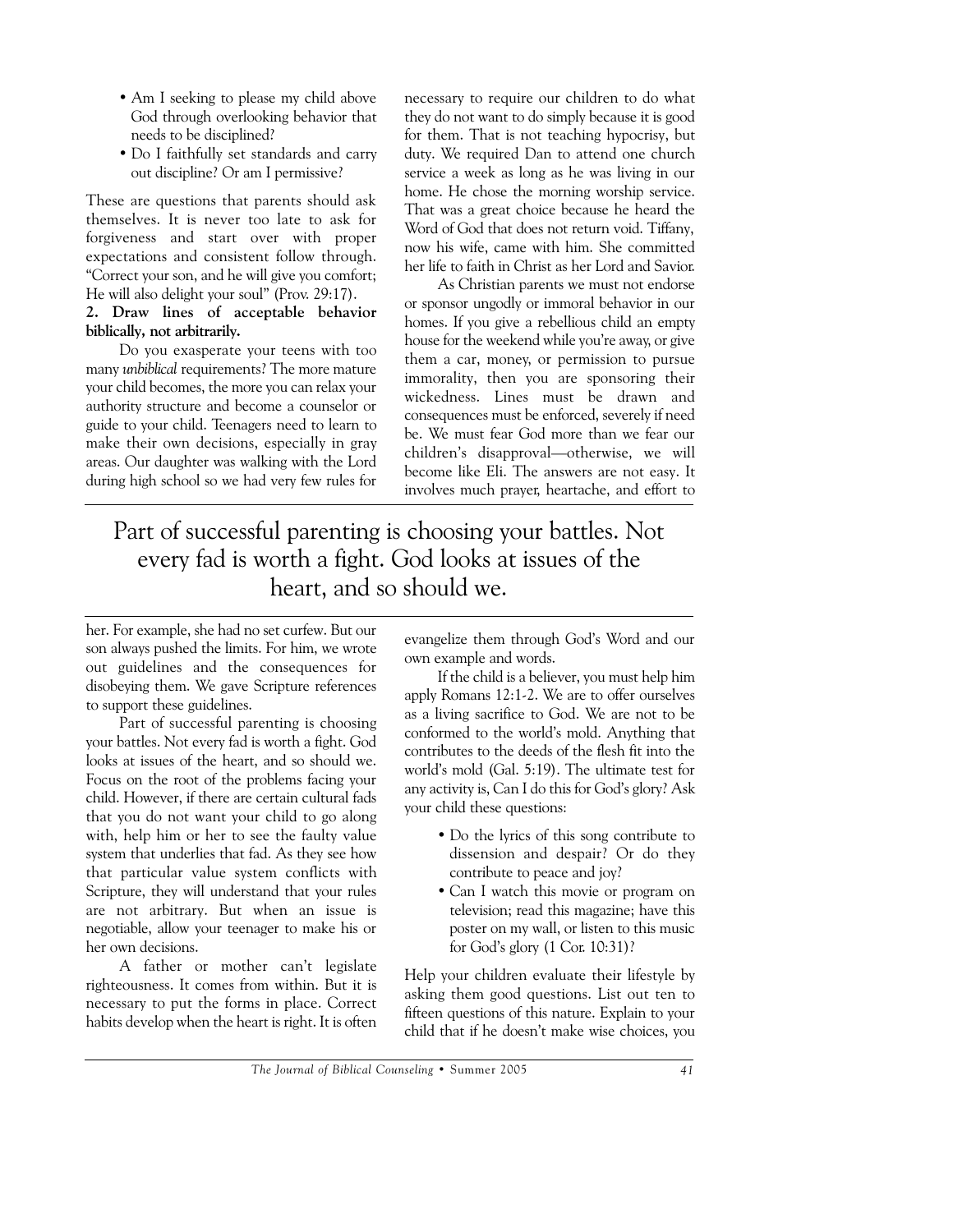- Am I seeking to please my child above God through overlooking behavior that needs to be disciplined?
- Do I faithfully set standards and carry out discipline? Or am I permissive?

These are questions that parents should ask themselves. It is never too late to ask for forgiveness and start over with proper expectations and consistent follow through. "Correct your son, and he will give you comfort; He will also delight your soul" (Prov. 29:17).

**2. Draw lines of acceptable behavior biblically, not arbitrarily.**

Do you exasperate your teens with too many *unbiblical* requirements? The more mature your child becomes, the more you can relax your authority structure and become a counselor or guide to your child. Teenagers need to learn to make their own decisions, especially in gray areas. Our daughter was walking with the Lord during high school so we had very few rules for her. For example, she had no set curfew. But our son always pushed the limits. For him, we wrote out guidelines and the consequences for disobeying them. We gave Scripture references to support these guidelines.

Part of successful parenting is choosing your battles. Not every fad is worth a fight. God looks at issues of the heart, and so should we. Focus on the root of the problems facing your child. However, if there are certain cultural fads that you do not want your child to go along with, help him or her to see the faulty value system that underlies that fad. As they see how that particular value system conflicts with Scripture, they will understand that your rules are not arbitrary. But when an issue is negotiable, allow your teenager to make his or her own decisions.

A father or mother can't legislate righteousness. It comes from within. But it is necessary to put the forms in place. Correct habits develop when the heart is right. It is often necessary to require our children to do what they do not want to do simply because it is good for them. That is not teaching hypocrisy, but duty. We required Dan to attend one church service a week as long as he was living in our home. He chose the morning worship service. That was a great choice because he heard the Word of God that does not return void. Tiffany, now his wife, came with him. She committed her life to faith in Christ as her Lord and Savior.

As Christian parents we must not endorse or sponsor ungodly or immoral behavior in our homes. If you give a rebellious child an empty house for the weekend while you're away, or give them a car, money, or permission to pursue immorality, then you are sponsoring their wickedness. Lines must be drawn and consequences must be enforced, severely if need be. We must fear God more than we fear our children's disapproval—otherwise, we will become like Eli. The answers are not easy. It involves much prayer, heartache, and effort to evangelize them through God's Word and our own example and words.

> Part of successful parenting is choosing your battles. Not every fad is worth a fight. God looks at issues of the heart, and so should we.

If the child is a believer, you must help him apply Romans 12:1-2. We are to offer ourselves as a living sacrifice to God. We are not to be conformed to the world's mold. Anything that contributes to the deeds of the flesh fit into the world's mold (Gal. 5:19). The ultimate test for any activity is, Can I do this for God's glory? Ask your child these questions:

- Do the lyrics of this song contribute to dissension and despair? Or do they contribute to peace and joy?
- Can I watch this movie or program on television; read this magazine; have this poster on my wall, or listen to this music for God's glory (1 Cor. 10:31)?

Help your children evaluate their lifestyle by asking them good questions. List out ten to fifteen questions of this nature. Explain to your child that if he doesn't make wise choices, you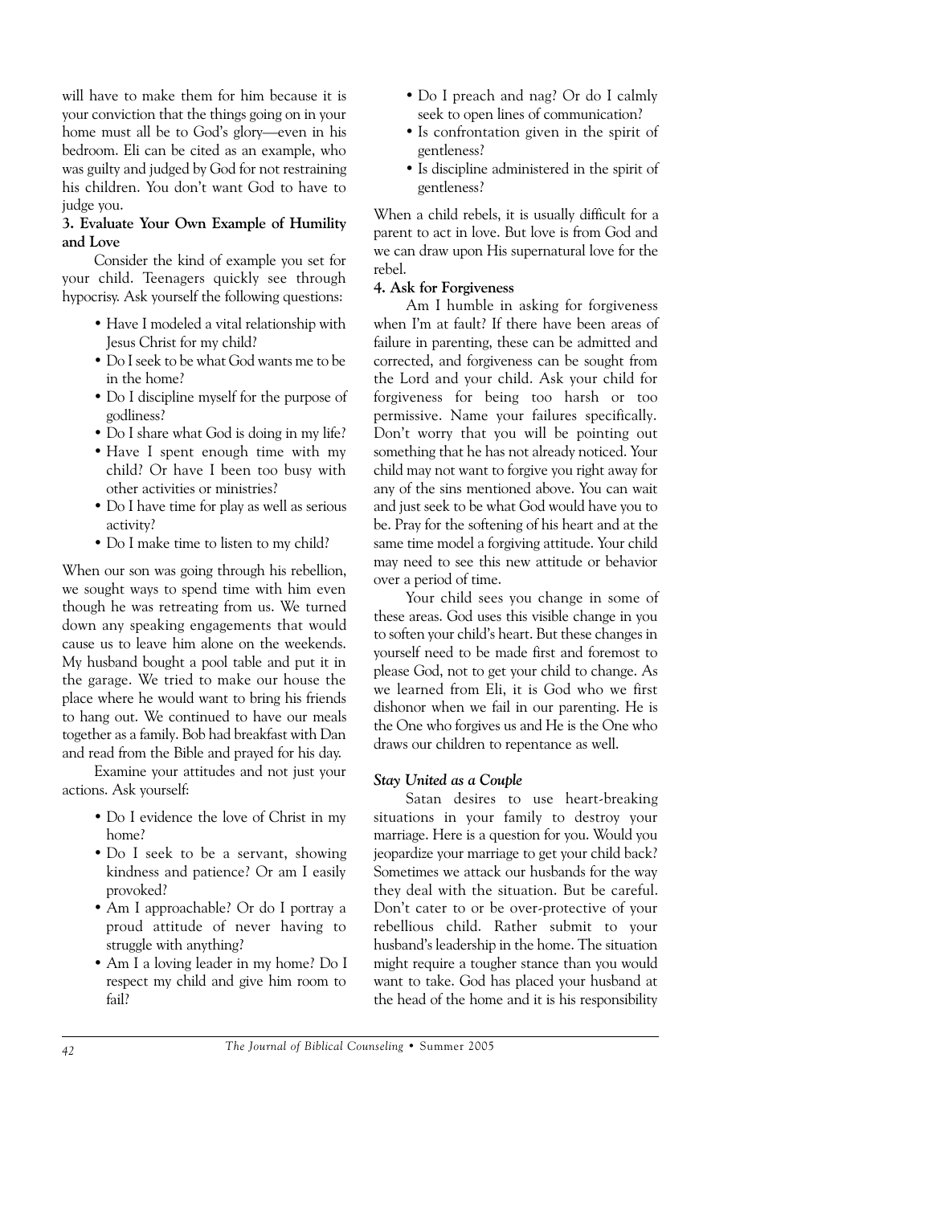will have to make them for him because it is your conviction that the things going on in your home must all be to God's glory—even in his bedroom. Eli can be cited as an example, who was guilty and judged by God for not restraining his children. You don't want God to have to judge you.

**3. Evaluate Your Own Example of Humility and Love**

Consider the kind of example you set for your child. Teenagers quickly see through hypocrisy. Ask yourself the following questions:

- Have I modeled a vital relationship with Jesus Christ for my child?
- Do I seek to be what God wants me to be in the home?
- Do I discipline myself for the purpose of godliness?
- Do I share what God is doing in my life?
- Have I spent enough time with my child? Or have I been too busy with other activities or ministries?
- Do I have time for play as well as serious activity?
- Do I make time to listen to my child?

When our son was going through his rebellion, we sought ways to spend time with him even though he was retreating from us. We turned down any speaking engagements that would cause us to leave him alone on the weekends. My husband bought a pool table and put it in the garage. We tried to make our house the place where he would want to bring his friends to hang out. We continued to have our meals together as a family. Bob had breakfast with Dan and read from the Bible and prayed for his day.

Examine your attitudes and not just your actions. Ask yourself:

- Do I evidence the love of Christ in my home?
- Do I seek to be a servant, showing kindness and patience? Or am I easily provoked?
- Am I approachable? Or do I portray a proud attitude of never having to struggle with anything?
- Am I a loving leader in my home? Do I respect my child and give him room to fail?
- Do I preach and nag? Or do I calmly seek to open lines of communication?
- Is confrontation given in the spirit of gentleness?
- Is discipline administered in the spirit of gentleness?

When a child rebels, it is usually difficult for a parent to act in love. But love is from God and we can draw upon His supernatural love for the rebel.

**4. Ask for Forgiveness**

Am I humble in asking for forgiveness when I'm at fault? If there have been areas of failure in parenting, these can be admitted and corrected, and forgiveness can be sought from the Lord and your child. Ask your child for forgiveness for being too harsh or too permissive. Name your failures specifically. Don't worry that you will be pointing out something that he has not already noticed. Your child may not want to forgive you right away for any of the sins mentioned above. You can wait and just seek to be what God would have you to be. Pray for the softening of his heart and at the same time model a forgiving attitude. Your child may need to see this new attitude or behavior over a period of time.

Your child sees you change in some of these areas. God uses this visible change in you to soften your child's heart. But these changes in yourself need to be made first and foremost to please God, not to get your child to change. As we learned from Eli, it is God who we first dishonor when we fail in our parenting. He is the One who forgives us and He is the One who draws our children to repentance as well.

***Stay United as a Couple***

Satan desires to use heart-breaking situations in your family to destroy your marriage. Here is a question for you. Would you jeopardize your marriage to get your child back? Sometimes we attack our husbands for the way they deal with the situation. But be careful. Don't cater to or be over-protective of your rebellious child. Rather submit to your husband's leadership in the home. The situation might require a tougher stance than you would want to take. God has placed your husband at the head of the home and it is his responsibility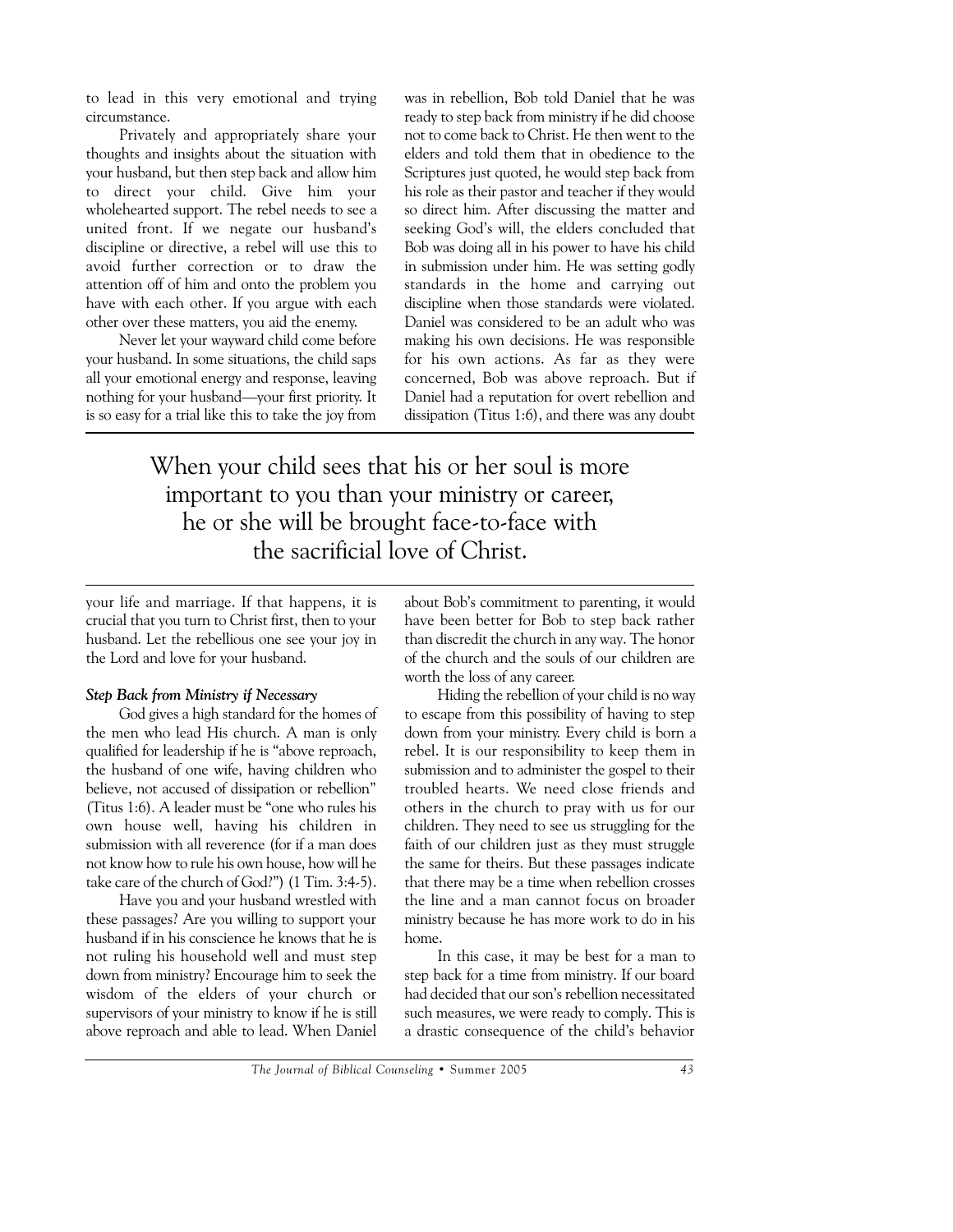to lead in this very emotional and trying circumstance.

Privately and appropriately share your thoughts and insights about the situation with your husband, but then step back and allow him to direct your child. Give him your wholehearted support. The rebel needs to see a united front. If we negate our husband's discipline or directive, a rebel will use this to avoid further correction or to draw the attention off of him and onto the problem you have with each other. If you argue with each other over these matters, you aid the enemy.

Never let your wayward child come before your husband. In some situations, the child saps all your emotional energy and response, leaving nothing for your husband—your first priority. It is so easy for a trial like this to take the joy from your life and marriage. If that happens, it is crucial that you turn to Christ first, then to your husband. Let the rebellious one see your joy in the Lord and love for your husband.

### *Step Back from Ministry if Necessary*

God gives a high standard for the homes of the men who lead His church. A man is only qualified for leadership if he is "above reproach, the husband of one wife, having children who believe, not accused of dissipation or rebellion" (Titus 1:6). A leader must be "one who rules his own house well, having his children in submission with all reverence (for if a man does not know how to rule his own house, how will he take care of the church of God?")(1 Tim. 3:4-5).

Have you and your husband wrestled with these passages? Are you willing to support your husband if in his conscience he knows that he is not ruling his household well and must step down from ministry? Encourage him to seek the wisdom of the elders of your church or supervisors of your ministry to know if he is still above reproach and able to lead. When Daniel was in rebellion, Bob told Daniel that he was ready to step back from ministry if he did choose not to come back to Christ. He then went to the elders and told them that in obedience to the Scriptures just quoted, he would step back from his role as their pastor and teacher if they would so direct him. After discussing the matter and seeking God's will, the elders concluded that Bob was doing all in his power to have his child in submission under him. He was setting godly standards in the home and carrying out discipline when those standards were violated. Daniel was considered to be an adult who was making his own decisions. He was responsible for his own actions. As far as they were concerned, Bob was above reproach. But if Daniel had a reputation for overt rebellion and dissipation (Titus 1:6), and there was any doubt about Bob's commitment to parenting, it would have been better for Bob to step back rather than discredit the church in any way. The honor of the church and the souls of our children are worth the loss of any career.

> When your child sees that his or her soul is more important to you than your ministry or career, he or she will be brought face-to-face with the sacrificial love of Christ.

Hiding the rebellion of your child is no way to escape from this possibility of having to step down from your ministry. Every child is born a rebel. It is our responsibility to keep them in submission and to administer the gospel to their troubled hearts. We need close friends and others in the church to pray with us for our children. They need to see us struggling for the faith of our children just as they must struggle the same for theirs. But these passages indicate that there may be a time when rebellion crosses the line and a man cannot focus on broader ministry because he has more work to do in his home.

In this case, it may be best for a man to step back for a time from ministry. If our board had decided that our son's rebellion necessitated such measures, we were ready to comply. This is a drastic consequence of the child's behavior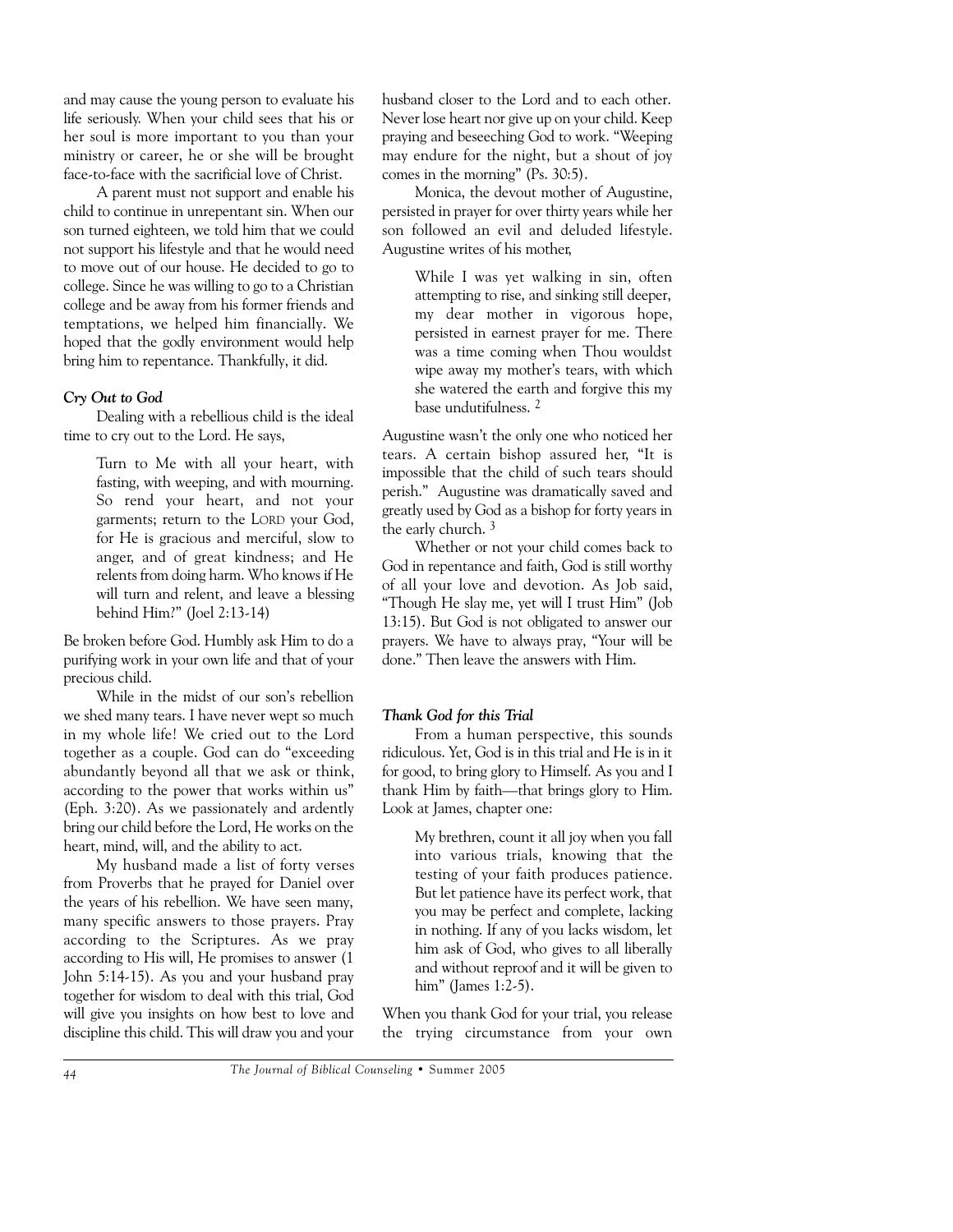and may cause the young person to evaluate his life seriously. When your child sees that his or her soul is more important to you than your ministry or career, he or she will be brought face-to-face with the sacrificial love of Christ.

A parent must not support and enable his child to continue in unrepentant sin. When our son turned eighteen, we told him that we could not support his lifestyle and that he would need to move out of our house. He decided to go to college. Since he was willing to go to a Christian college and be away from his former friends and temptations, we helped him financially. We hoped that the godly environment would help bring him to repentance. Thankfully, it did.

### *Cry Out to God*

Dealing with a rebellious child is the ideal time to cry out to the Lord. He says,

> Turn to Me with all your heart, with fasting, with weeping, and with mourning. So rend your heart, and not your garments; return to the LORD your God, for He is gracious and merciful, slow to anger, and of great kindness; and He relents from doing harm. Who knows if He will turn and relent, and leave a blessing behind Him?" (Joel 2:13-14)

Be broken before God. Humbly ask Him to do a purifying work in your own life and that of your precious child.

While in the midst of our son's rebellion we shed many tears. I have never wept so much in my whole life! We cried out to the Lord together as a couple. God can do "exceeding abundantly beyond all that we ask or think, according to the power that works within us" (Eph. 3:20). As we passionately and ardently bring our child before the Lord, He works on the heart, mind, will, and the ability to act.

My husband made a list of forty verses from Proverbs that he prayed for Daniel over the years of his rebellion. We have seen many, many specific answers to those prayers. Pray according to the Scriptures. As we pray according to His will, He promises to answer (1 John 5:14-15). As you and your husband pray together for wisdom to deal with this trial, God will give you insights on how best to love and discipline this child. This will draw you and your husband closer to the Lord and to each other. Never lose heart nor give up on your child. Keep praying and beseeching God to work. "Weeping may endure for the night, but a shout of joy comes in the morning" (Ps. 30:5).

Monica, the devout mother of Augustine, persisted in prayer for over thirty years while her son followed an evil and deluded lifestyle. Augustine writes of his mother,

> While I was yet walking in sin, often attempting to rise, and sinking still deeper, my dear mother in vigorous hope, persisted in earnest prayer for me. There was a time coming when Thou wouldst wipe away my mother's tears, with which she watered the earth and forgive this my base undutifulness. [2]

Augustine wasn't the only one who noticed her tears. A certain bishop assured her, "It is impossible that the child of such tears should perish." Augustine was dramatically saved and greatly used by God as a bishop for forty years in the early church. [3]

Whether or not your child comes back to God in repentance and faith, God is still worthy of all your love and devotion. As Job said, "Though He slay me, yet will I trust Him" (Job 13:15). But God is not obligated to answer our prayers. We have to always pray, "Your will be done." Then leave the answers with Him.

### *Thank God for this Trial*

From a human perspective, this sounds ridiculous. Yet, God is in this trial and He is in it for good, to bring glory to Himself. As you and I thank Him by faith—that brings glory to Him. Look at James, chapter one:

> My brethren, count it all joy when you fall into various trials, knowing that the testing of your faith produces patience. But let patience have its perfect work, that you may be perfect and complete, lacking in nothing. If any of you lacks wisdom, let him ask of God, who gives to all liberally and without reproof and it will be given to him" (James 1:2-5).

When you thank God for your trial, you release the trying circumstance from your own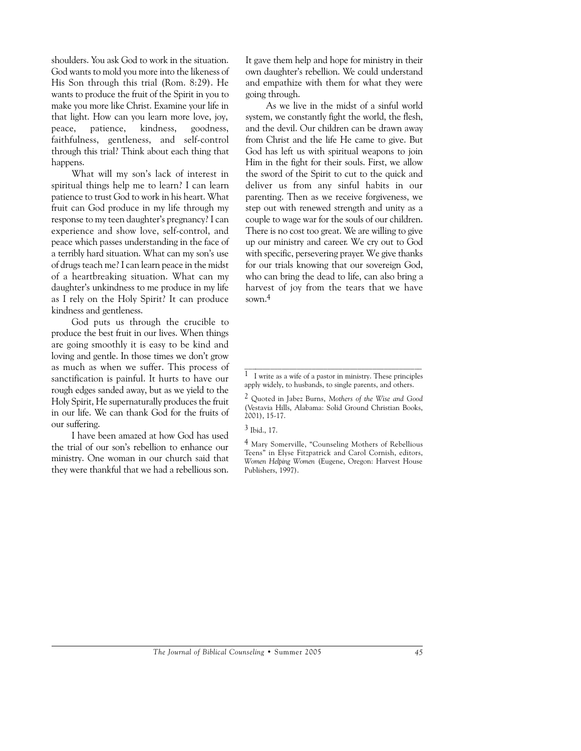shoulders. You ask God to work in the situation. God wants to mold you more into the likeness of His Son through this trial (Rom. 8:29). He wants to produce the fruit of the Spirit in you to make you more like Christ. Examine your life in that light. How can you learn more love, joy, peace, patience, kindness, goodness, faithfulness, gentleness, and self-control through this trial? Think about each thing that happens.

What will my son's lack of interest in spiritual things help me to learn? I can learn patience to trust God to work in his heart. What fruit can God produce in my life through my response to my teen daughter's pregnancy? I can experience and show love, self-control, and peace which passes understanding in the face of a terribly hard situation. What can my son's use of drugs teach me? I can learn peace in the midst of a heartbreaking situation. What can my daughter's unkindness to me produce in my life as I rely on the Holy Spirit? It can produce kindness and gentleness.

God puts us through the crucible to produce the best fruit in our lives. When things are going smoothly it is easy to be kind and loving and gentle. In those times we don't grow as much as when we suffer. This process of sanctification is painful. It hurts to have our rough edges sanded away, but as we yield to the Holy Spirit, He supernaturally produces the fruit in our life. We can thank God for the fruits of our suffering.

I have been amazed at how God has used the trial of our son's rebellion to enhance our ministry. One woman in our church said that they were thankful that we had a rebellious son. It gave them help and hope for ministry in their own daughter's rebellion. We could understand and empathize with them for what they were going through.

As we live in the midst of a sinful world system, we constantly fight the world, the flesh, and the devil. Our children can be drawn away from Christ and the life He came to give. But God has left us with spiritual weapons to join Him in the fight for their souls. First, we allow the sword of the Spirit to cut to the quick and deliver us from any sinful habits in our parenting. Then as we receive forgiveness, we step out with renewed strength and unity as a couple to wage war for the souls of our children. There is no cost too great. We are willing to give up our ministry and career. We cry out to God with specific, persevering prayer. We give thanks for our trials knowing that our sovereign God, who can bring the dead to life, can also bring a harvest of joy from the tears that we have sown.[4]

---

[1] I write as a wife of a pastor in ministry. These principles apply widely, to husbands, to single parents, and others.

[2] Quoted in Jabez Burns, *Mothers of the Wise and Good* (Vestavia Hills, Alabama: Solid Ground Christian Books, 2001), 15-17.

[3] Ibid., 17.

[4] Mary Somerville, "Counseling Mothers of Rebellious Teens" in Elyse Fitzpatrick and Carol Cornish, editors, *Women Helping Women* (Eugene, Oregon: Harvest House Publishers, 1997).